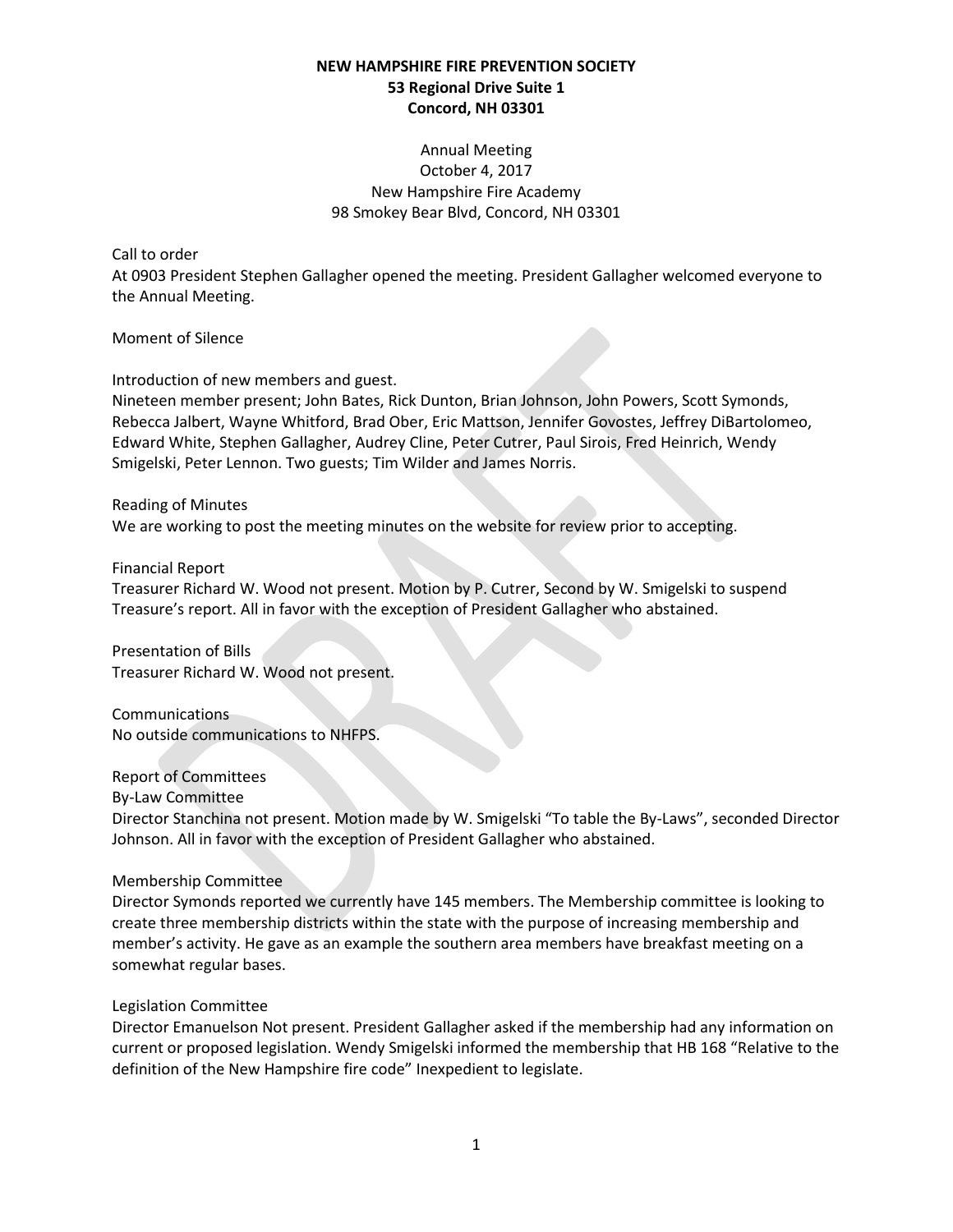**NEW HAMPSHIRE FIRE PREVENTION SOCIETY**
**53 Regional Drive Suite 1**
**Concord, NH 03301**

Annual Meeting
October 4, 2017
New Hampshire Fire Academy
98 Smokey Bear Blvd, Concord, NH 03301

Call to order
At 0903 President Stephen Gallagher opened the meeting. President Gallagher welcomed everyone to the Annual Meeting.

Moment of Silence

Introduction of new members and guest.
Nineteen member present; John Bates, Rick Dunton, Brian Johnson, John Powers, Scott Symonds, Rebecca Jalbert, Wayne Whitford, Brad Ober, Eric Mattson, Jennifer Govostes, Jeffrey DiBartolomeo, Edward White, Stephen Gallagher, Audrey Cline, Peter Cutrer, Paul Sirois, Fred Heinrich, Wendy Smigelski, Peter Lennon. Two guests; Tim Wilder and James Norris.

Reading of Minutes
We are working to post the meeting minutes on the website for review prior to accepting.

Financial Report
Treasurer Richard W. Wood not present. Motion by P. Cutrer, Second by W. Smigelski to suspend Treasure's report. All in favor with the exception of President Gallagher who abstained.

Presentation of Bills
Treasurer Richard W. Wood not present.

Communications
No outside communications to NHFPS.

Report of Committees
By-Law Committee
Director Stanchina not present. Motion made by W. Smigelski "To table the By-Laws", seconded Director Johnson. All in favor with the exception of President Gallagher who abstained.

Membership Committee
Director Symonds reported we currently have 145 members. The Membership committee is looking to create three membership districts within the state with the purpose of increasing membership and member's activity. He gave as an example the southern area members have breakfast meeting on a somewhat regular bases.

Legislation Committee
Director Emanuelson Not present. President Gallagher asked if the membership had any information on current or proposed legislation. Wendy Smigelski informed the membership that HB 168 "Relative to the definition of the New Hampshire fire code" Inexpedient to legislate.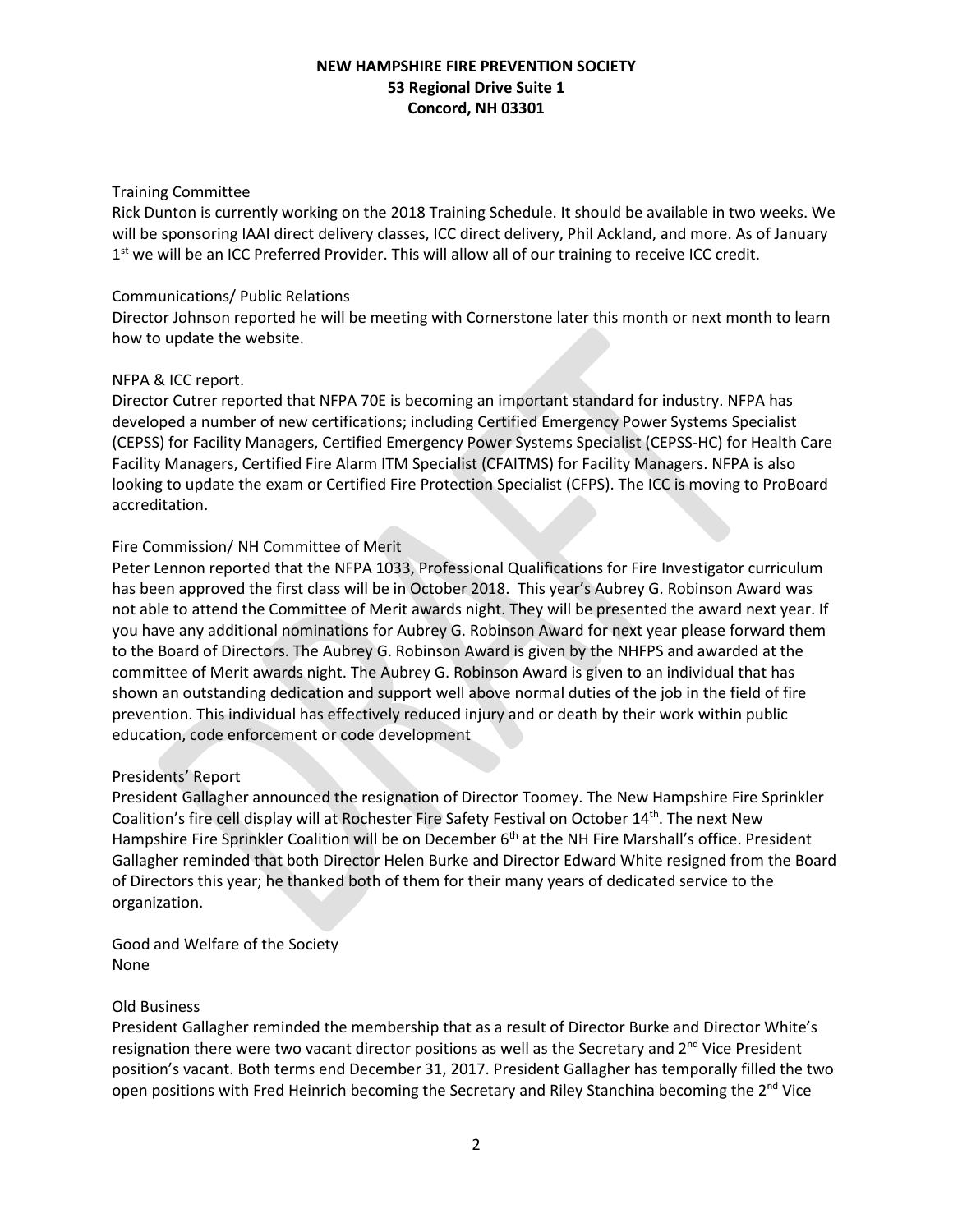Training Committee

Rick Dunton is currently working on the 2018 Training Schedule. It should be available in two weeks. We will be sponsoring IAAI direct delivery classes, ICC direct delivery, Phil Ackland, and more. As of January 1st we will be an ICC Preferred Provider. This will allow all of our training to receive ICC credit.

Communications/ Public Relations

Director Johnson reported he will be meeting with Cornerstone later this month or next month to learn how to update the website.

NFPA & ICC report.

Director Cutrer reported that NFPA 70E is becoming an important standard for industry. NFPA has developed a number of new certifications; including Certified Emergency Power Systems Specialist (CEPSS) for Facility Managers, Certified Emergency Power Systems Specialist (CEPSS-HC) for Health Care Facility Managers, Certified Fire Alarm ITM Specialist (CFAITMS) for Facility Managers. NFPA is also looking to update the exam or Certified Fire Protection Specialist (CFPS). The ICC is moving to ProBoard accreditation.

Fire Commission/ NH Committee of Merit

Peter Lennon reported that the NFPA 1033, Professional Qualifications for Fire Investigator curriculum has been approved the first class will be in October 2018. This year's Aubrey G. Robinson Award was not able to attend the Committee of Merit awards night. They will be presented the award next year. If you have any additional nominations for Aubrey G. Robinson Award for next year please forward them to the Board of Directors. The Aubrey G. Robinson Award is given by the NHFPS and awarded at the committee of Merit awards night. The Aubrey G. Robinson Award is given to an individual that has shown an outstanding dedication and support well above normal duties of the job in the field of fire prevention. This individual has effectively reduced injury and or death by their work within public education, code enforcement or code development

Presidents' Report

President Gallagher announced the resignation of Director Toomey. The New Hampshire Fire Sprinkler Coalition's fire cell display will at Rochester Fire Safety Festival on October 14th. The next New Hampshire Fire Sprinkler Coalition will be on December 6th at the NH Fire Marshall's office. President Gallagher reminded that both Director Helen Burke and Director Edward White resigned from the Board of Directors this year; he thanked both of them for their many years of dedicated service to the organization.

Good and Welfare of the Society

None

Old Business

President Gallagher reminded the membership that as a result of Director Burke and Director White's resignation there were two vacant director positions as well as the Secretary and 2nd Vice President position's vacant. Both terms end December 31, 2017. President Gallagher has temporally filled the two open positions with Fred Heinrich becoming the Secretary and Riley Stanchina becoming the 2nd Vice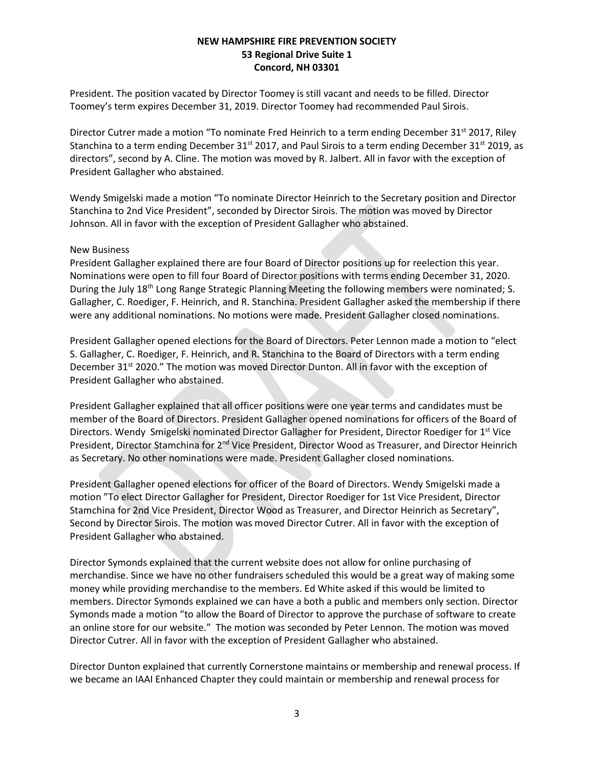President. The position vacated by Director Toomey is still vacant and needs to be filled. Director Toomey's term expires December 31, 2019. Director Toomey had recommended Paul Sirois.

Director Cutrer made a motion "To nominate Fred Heinrich to a term ending December 31st 2017, Riley Stanchina to a term ending December 31st 2017, and Paul Sirois to a term ending December 31st 2019, as directors", second by A. Cline. The motion was moved by R. Jalbert. All in favor with the exception of President Gallagher who abstained.

Wendy Smigelski made a motion "To nominate Director Heinrich to the Secretary position and Director Stanchina to 2nd Vice President", seconded by Director Sirois. The motion was moved by Director Johnson. All in favor with the exception of President Gallagher who abstained.

New Business

President Gallagher explained there are four Board of Director positions up for reelection this year. Nominations were open to fill four Board of Director positions with terms ending December 31, 2020. During the July 18th Long Range Strategic Planning Meeting the following members were nominated; S. Gallagher, C. Roediger, F. Heinrich, and R. Stanchina. President Gallagher asked the membership if there were any additional nominations. No motions were made. President Gallagher closed nominations.

President Gallagher opened elections for the Board of Directors. Peter Lennon made a motion to "elect S. Gallagher, C. Roediger, F. Heinrich, and R. Stanchina to the Board of Directors with a term ending December 31st 2020." The motion was moved Director Dunton. All in favor with the exception of President Gallagher who abstained.

President Gallagher explained that all officer positions were one year terms and candidates must be member of the Board of Directors. President Gallagher opened nominations for officers of the Board of Directors. Wendy Smigelski nominated Director Gallagher for President, Director Roediger for 1st Vice President, Director Stamchina for 2nd Vice President, Director Wood as Treasurer, and Director Heinrich as Secretary. No other nominations were made. President Gallagher closed nominations.

President Gallagher opened elections for officer of the Board of Directors. Wendy Smigelski made a motion "To elect Director Gallagher for President, Director Roediger for 1st Vice President, Director Stamchina for 2nd Vice President, Director Wood as Treasurer, and Director Heinrich as Secretary", Second by Director Sirois. The motion was moved Director Cutrer. All in favor with the exception of President Gallagher who abstained.

Director Symonds explained that the current website does not allow for online purchasing of merchandise. Since we have no other fundraisers scheduled this would be a great way of making some money while providing merchandise to the members. Ed White asked if this would be limited to members. Director Symonds explained we can have a both a public and members only section. Director Symonds made a motion "to allow the Board of Director to approve the purchase of software to create an online store for our website." The motion was seconded by Peter Lennon. The motion was moved Director Cutrer. All in favor with the exception of President Gallagher who abstained.

Director Dunton explained that currently Cornerstone maintains or membership and renewal process. If we became an IAAI Enhanced Chapter they could maintain or membership and renewal process for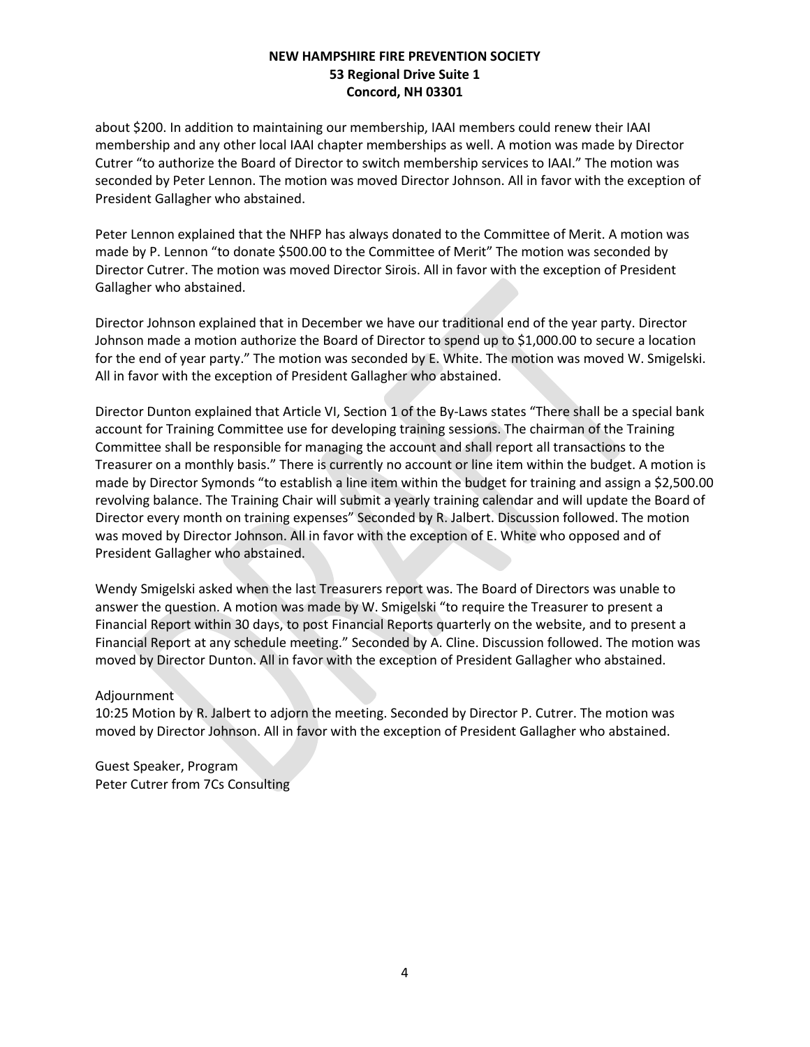about $200. In addition to maintaining our membership, IAAI members could renew their IAAI membership and any other local IAAI chapter memberships as well. A motion was made by Director Cutrer "to authorize the Board of Director to switch membership services to IAAI." The motion was seconded by Peter Lennon. The motion was moved Director Johnson. All in favor with the exception of President Gallagher who abstained.

Peter Lennon explained that the NHFP has always donated to the Committee of Merit. A motion was made by P. Lennon "to donate $500.00 to the Committee of Merit" The motion was seconded by Director Cutrer. The motion was moved Director Sirois. All in favor with the exception of President Gallagher who abstained.

Director Johnson explained that in December we have our traditional end of the year party. Director Johnson made a motion authorize the Board of Director to spend up to $1,000.00 to secure a location for the end of year party." The motion was seconded by E. White. The motion was moved W. Smigelski. All in favor with the exception of President Gallagher who abstained.

Director Dunton explained that Article VI, Section 1 of the By-Laws states "There shall be a special bank account for Training Committee use for developing training sessions. The chairman of the Training Committee shall be responsible for managing the account and shall report all transactions to the Treasurer on a monthly basis." There is currently no account or line item within the budget. A motion is made by Director Symonds "to establish a line item within the budget for training and assign a $2,500.00 revolving balance. The Training Chair will submit a yearly training calendar and will update the Board of Director every month on training expenses" Seconded by R. Jalbert. Discussion followed. The motion was moved by Director Johnson. All in favor with the exception of E. White who opposed and of President Gallagher who abstained.

Wendy Smigelski asked when the last Treasurers report was. The Board of Directors was unable to answer the question. A motion was made by W. Smigelski "to require the Treasurer to present a Financial Report within 30 days, to post Financial Reports quarterly on the website, and to present a Financial Report at any schedule meeting." Seconded by A. Cline. Discussion followed. The motion was moved by Director Dunton. All in favor with the exception of President Gallagher who abstained.

Adjournment
10:25 Motion by R. Jalbert to adjorn the meeting. Seconded by Director P. Cutrer. The motion was moved by Director Johnson. All in favor with the exception of President Gallagher who abstained.

Guest Speaker, Program
Peter Cutrer from 7Cs Consulting